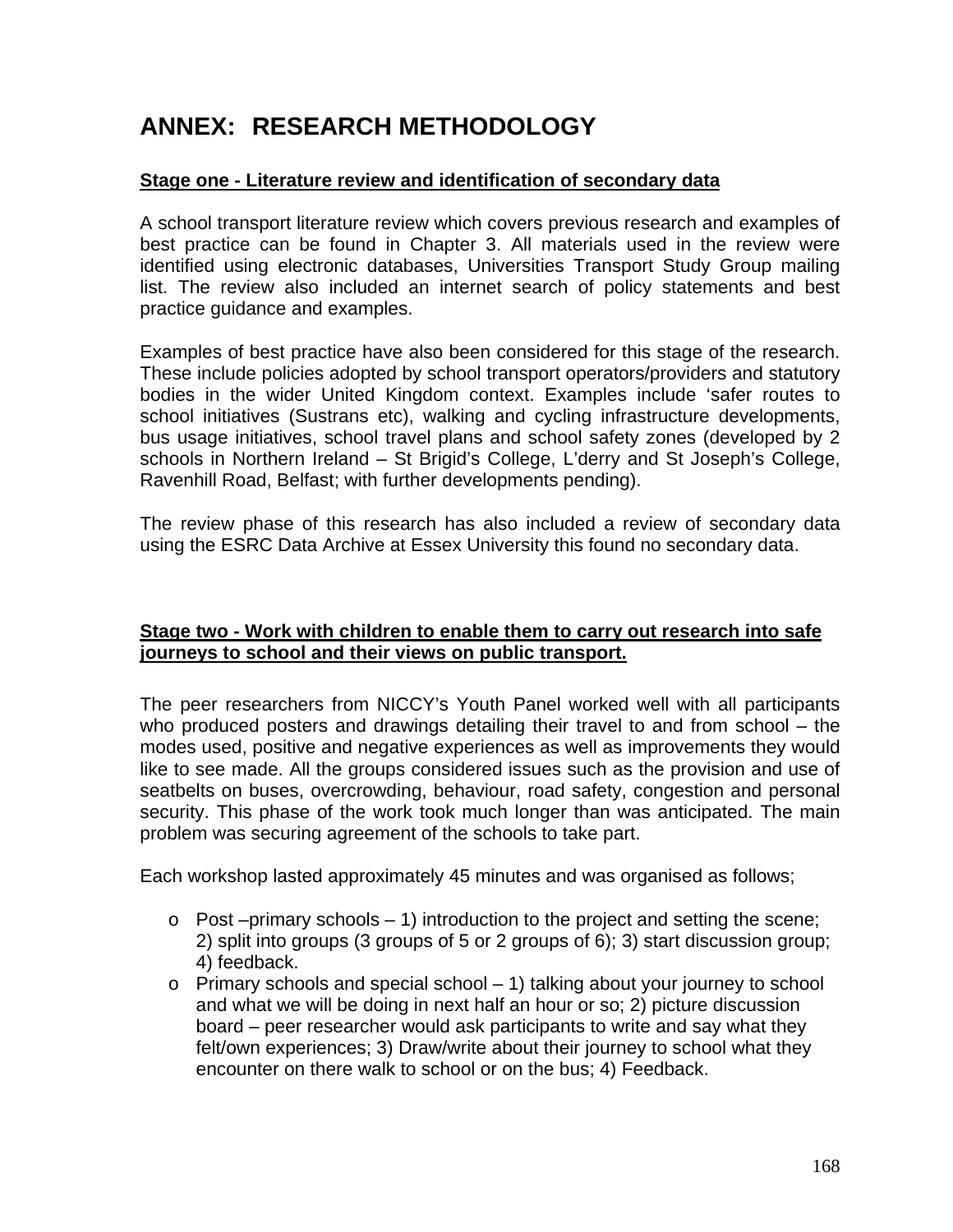# ANNEX: RESEARCH METHODOLOGY

**Stage one - Literature review and identification of secondary data**

A school transport literature review which covers previous research and examples of best practice can be found in Chapter 3. All materials used in the review were identified using electronic databases, Universities Transport Study Group mailing list. The review also included an internet search of policy statements and best practice guidance and examples.

Examples of best practice have also been considered for this stage of the research. These include policies adopted by school transport operators/providers and statutory bodies in the wider United Kingdom context. Examples include 'safer routes to school initiatives (Sustrans etc), walking and cycling infrastructure developments, bus usage initiatives, school travel plans and school safety zones (developed by 2 schools in Northern Ireland – St Brigid's College, L'derry and St Joseph's College, Ravenhill Road, Belfast; with further developments pending).

The review phase of this research has also included a review of secondary data using the ESRC Data Archive at Essex University this found no secondary data.

**Stage two - Work with children to enable them to carry out research into safe journeys to school and their views on public transport.**

The peer researchers from NICCY's Youth Panel worked well with all participants who produced posters and drawings detailing their travel to and from school – the modes used, positive and negative experiences as well as improvements they would like to see made. All the groups considered issues such as the provision and use of seatbelts on buses, overcrowding, behaviour, road safety, congestion and personal security. This phase of the work took much longer than was anticipated. The main problem was securing agreement of the schools to take part.

Each workshop lasted approximately 45 minutes and was organised as follows;

- Post –primary schools – 1) introduction to the project and setting the scene; 2) split into groups (3 groups of 5 or 2 groups of 6); 3) start discussion group; 4) feedback.
- Primary schools and special school – 1) talking about your journey to school and what we will be doing in next half an hour or so; 2) picture discussion board – peer researcher would ask participants to write and say what they felt/own experiences; 3) Draw/write about their journey to school what they encounter on there walk to school or on the bus; 4) Feedback.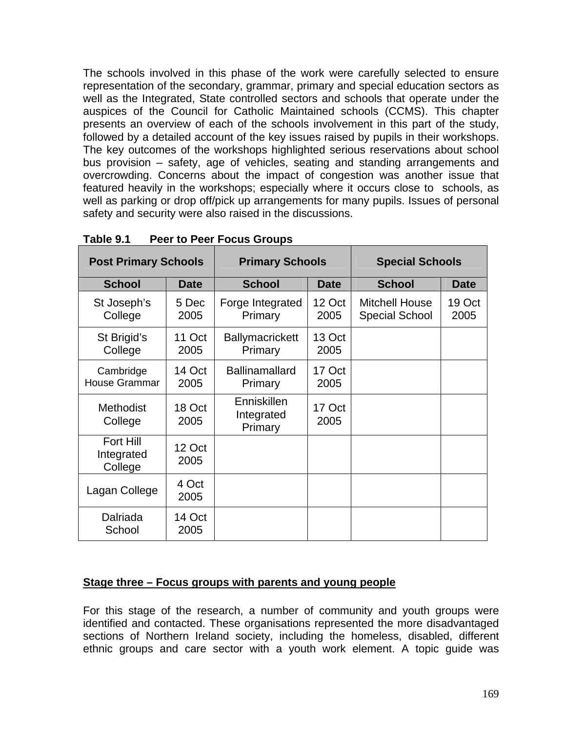The schools involved in this phase of the work were carefully selected to ensure representation of the secondary, grammar, primary and special education sectors as well as the Integrated, State controlled sectors and schools that operate under the auspices of the Council for Catholic Maintained schools (CCMS). This chapter presents an overview of each of the schools involvement in this part of the study, followed by a detailed account of the key issues raised by pupils in their workshops. The key outcomes of the workshops highlighted serious reservations about school bus provision – safety, age of vehicles, seating and standing arrangements and overcrowding. Concerns about the impact of congestion was another issue that featured heavily in the workshops; especially where it occurs close to schools, as well as parking or drop off/pick up arrangements for many pupils. Issues of personal safety and security were also raised in the discussions.

**Table 9.1 Peer to Peer Focus Groups**

| Post Primary Schools | | Primary Schools | | Special Schools | |
|---|---|---|---|---|---|
| **School** | **Date** | **School** | **Date** | **School** | **Date** |
| St Joseph's College | 5 Dec 2005 | Forge Integrated Primary | 12 Oct 2005 | Mitchell House Special School | 19 Oct 2005 |
| St Brigid's College | 11 Oct 2005 | Ballymacrickett Primary | 13 Oct 2005 | | |
| Cambridge House Grammar | 14 Oct 2005 | Ballinamallard Primary | 17 Oct 2005 | | |
| Methodist College | 18 Oct 2005 | Enniskillen Integrated Primary | 17 Oct 2005 | | |
| Fort Hill Integrated College | 12 Oct 2005 | | | | |
| Lagan College | 4 Oct 2005 | | | | |
| Dalriada School | 14 Oct 2005 | | | | |

**Stage three – Focus groups with parents and young people**

For this stage of the research, a number of community and youth groups were identified and contacted. These organisations represented the more disadvantaged sections of Northern Ireland society, including the homeless, disabled, different ethnic groups and care sector with a youth work element. A topic guide was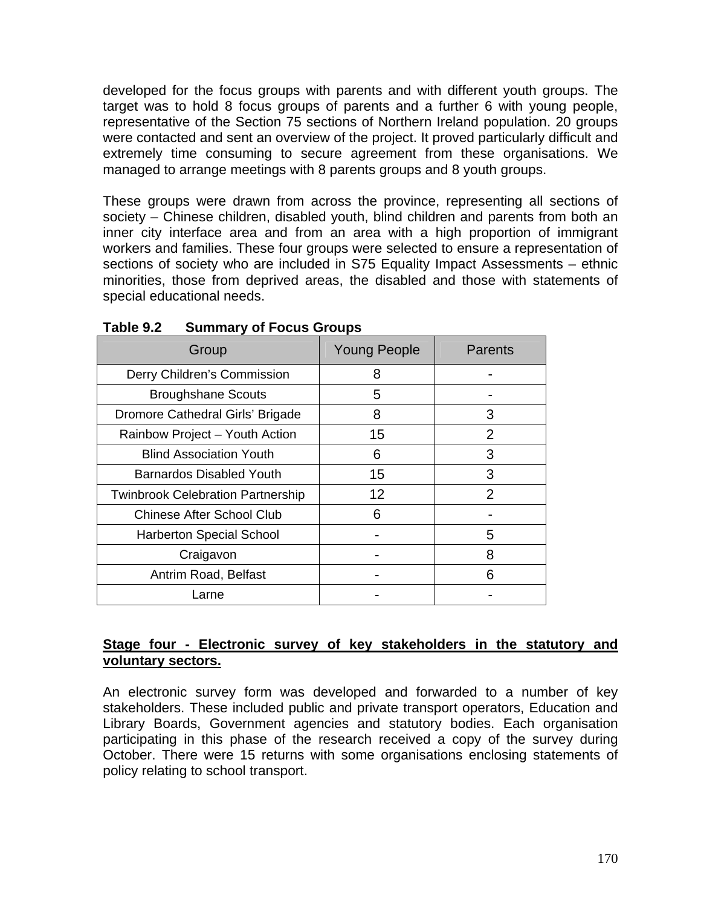developed for the focus groups with parents and with different youth groups. The target was to hold 8 focus groups of parents and a further 6 with young people, representative of the Section 75 sections of Northern Ireland population. 20 groups were contacted and sent an overview of the project. It proved particularly difficult and extremely time consuming to secure agreement from these organisations. We managed to arrange meetings with 8 parents groups and 8 youth groups.

These groups were drawn from across the province, representing all sections of society – Chinese children, disabled youth, blind children and parents from both an inner city interface area and from an area with a high proportion of immigrant workers and families. These four groups were selected to ensure a representation of sections of society who are included in S75 Equality Impact Assessments – ethnic minorities, those from deprived areas, the disabled and those with statements of special educational needs.

**Table 9.2 Summary of Focus Groups**

| Group | Young People | Parents |
|---|---|---|
| Derry Children's Commission | 8 | - |
| Broughshane Scouts | 5 | - |
| Dromore Cathedral Girls' Brigade | 8 | 3 |
| Rainbow Project – Youth Action | 15 | 2 |
| Blind Association Youth | 6 | 3 |
| Barnardos Disabled Youth | 15 | 3 |
| Twinbrook Celebration Partnership | 12 | 2 |
| Chinese After School Club | 6 | - |
| Harberton Special School | - | 5 |
| Craigavon | - | 8 |
| Antrim Road, Belfast | - | 6 |
| Larne | - | - |

**Stage four - Electronic survey of key stakeholders in the statutory and voluntary sectors.**

An electronic survey form was developed and forwarded to a number of key stakeholders. These included public and private transport operators, Education and Library Boards, Government agencies and statutory bodies. Each organisation participating in this phase of the research received a copy of the survey during October. There were 15 returns with some organisations enclosing statements of policy relating to school transport.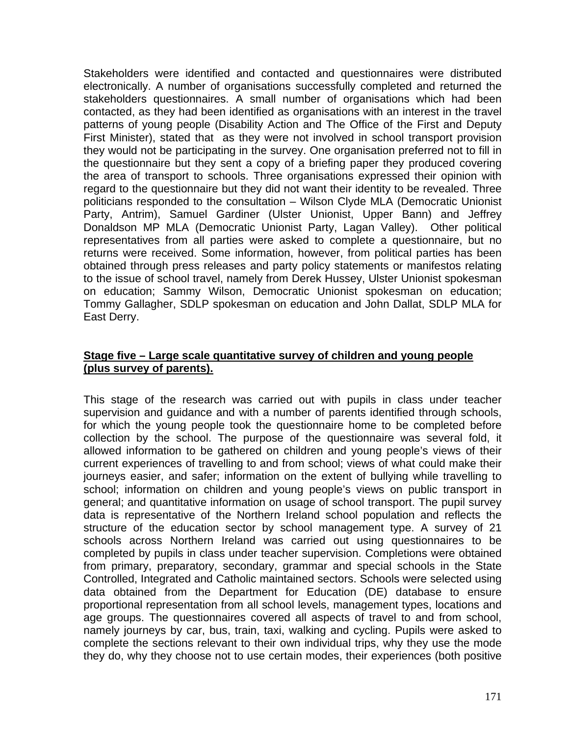Stakeholders were identified and contacted and questionnaires were distributed electronically. A number of organisations successfully completed and returned the stakeholders questionnaires. A small number of organisations which had been contacted, as they had been identified as organisations with an interest in the travel patterns of young people (Disability Action and The Office of the First and Deputy First Minister), stated that as they were not involved in school transport provision they would not be participating in the survey. One organisation preferred not to fill in the questionnaire but they sent a copy of a briefing paper they produced covering the area of transport to schools. Three organisations expressed their opinion with regard to the questionnaire but they did not want their identity to be revealed. Three politicians responded to the consultation – Wilson Clyde MLA (Democratic Unionist Party, Antrim), Samuel Gardiner (Ulster Unionist, Upper Bann) and Jeffrey Donaldson MP MLA (Democratic Unionist Party, Lagan Valley). Other political representatives from all parties were asked to complete a questionnaire, but no returns were received. Some information, however, from political parties has been obtained through press releases and party policy statements or manifestos relating to the issue of school travel, namely from Derek Hussey, Ulster Unionist spokesman on education; Sammy Wilson, Democratic Unionist spokesman on education; Tommy Gallagher, SDLP spokesman on education and John Dallat, SDLP MLA for East Derry.

**Stage five – Large scale quantitative survey of children and young people (plus survey of parents).**

This stage of the research was carried out with pupils in class under teacher supervision and guidance and with a number of parents identified through schools, for which the young people took the questionnaire home to be completed before collection by the school. The purpose of the questionnaire was several fold, it allowed information to be gathered on children and young people's views of their current experiences of travelling to and from school; views of what could make their journeys easier, and safer; information on the extent of bullying while travelling to school; information on children and young people's views on public transport in general; and quantitative information on usage of school transport. The pupil survey data is representative of the Northern Ireland school population and reflects the structure of the education sector by school management type. A survey of 21 schools across Northern Ireland was carried out using questionnaires to be completed by pupils in class under teacher supervision. Completions were obtained from primary, preparatory, secondary, grammar and special schools in the State Controlled, Integrated and Catholic maintained sectors. Schools were selected using data obtained from the Department for Education (DE) database to ensure proportional representation from all school levels, management types, locations and age groups. The questionnaires covered all aspects of travel to and from school, namely journeys by car, bus, train, taxi, walking and cycling. Pupils were asked to complete the sections relevant to their own individual trips, why they use the mode they do, why they choose not to use certain modes, their experiences (both positive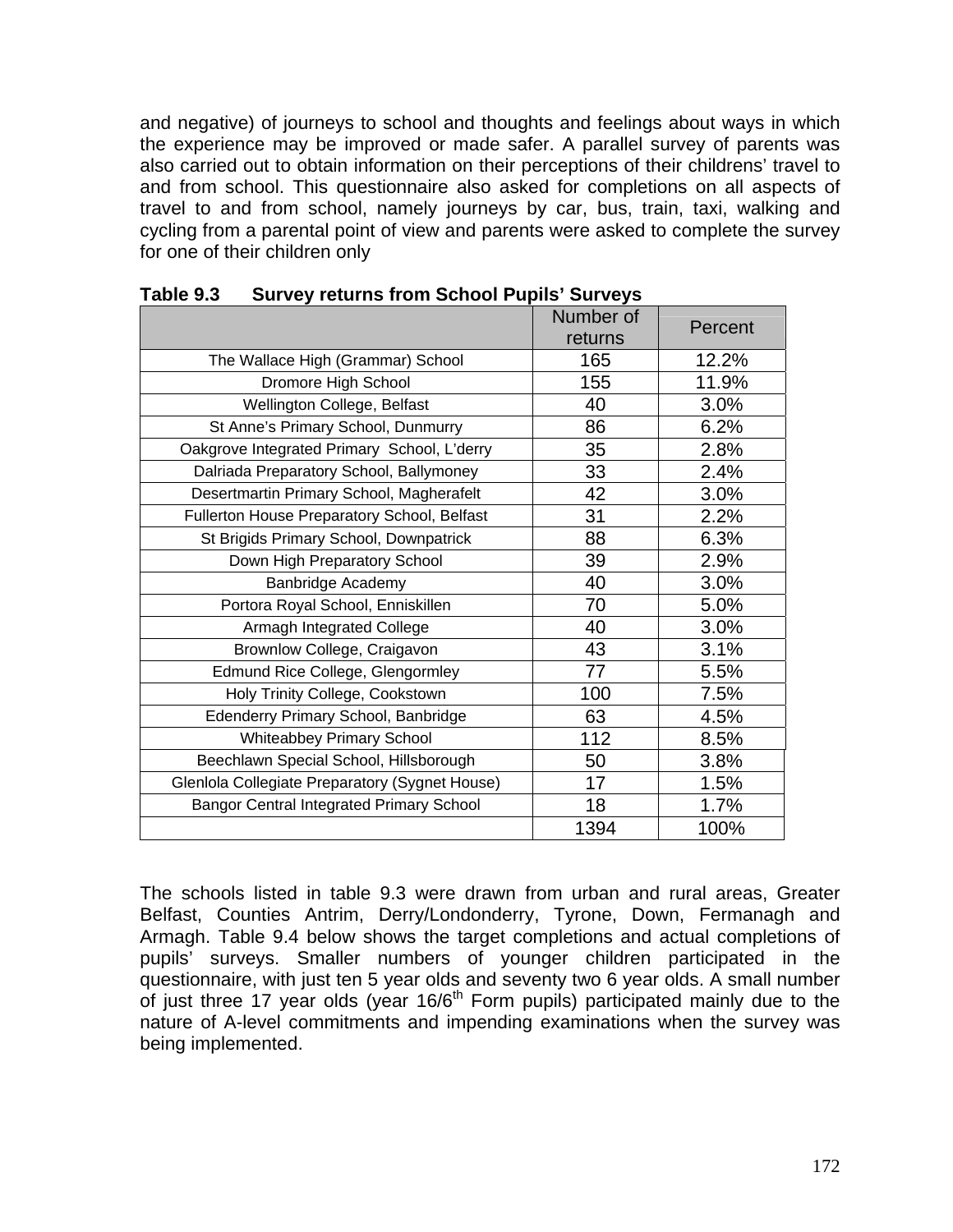and negative) of journeys to school and thoughts and feelings about ways in which the experience may be improved or made safer. A parallel survey of parents was also carried out to obtain information on their perceptions of their childrens' travel to and from school. This questionnaire also asked for completions on all aspects of travel to and from school, namely journeys by car, bus, train, taxi, walking and cycling from a parental point of view and parents were asked to complete the survey for one of their children only

**Table 9.3 Survey returns from School Pupils' Surveys**

| | Number of returns | Percent |
|---|---|---|
| The Wallace High (Grammar) School | 165 | 12.2% |
| Dromore High School | 155 | 11.9% |
| Wellington College, Belfast | 40 | 3.0% |
| St Anne's Primary School, Dunmurry | 86 | 6.2% |
| Oakgrove Integrated Primary School, L'derry | 35 | 2.8% |
| Dalriada Preparatory School, Ballymoney | 33 | 2.4% |
| Desertmartin Primary School, Magherafelt | 42 | 3.0% |
| Fullerton House Preparatory School, Belfast | 31 | 2.2% |
| St Brigids Primary School, Downpatrick | 88 | 6.3% |
| Down High Preparatory School | 39 | 2.9% |
| Banbridge Academy | 40 | 3.0% |
| Portora Royal School, Enniskillen | 70 | 5.0% |
| Armagh Integrated College | 40 | 3.0% |
| Brownlow College, Craigavon | 43 | 3.1% |
| Edmund Rice College, Glengormley | 77 | 5.5% |
| Holy Trinity College, Cookstown | 100 | 7.5% |
| Edenderry Primary School, Banbridge | 63 | 4.5% |
| Whiteabbey Primary School | 112 | 8.5% |
| Beechlawn Special School, Hillsborough | 50 | 3.8% |
| Glenlola Collegiate Preparatory (Sygnet House) | 17 | 1.5% |
| Bangor Central Integrated Primary School | 18 | 1.7% |
| | 1394 | 100% |

The schools listed in table 9.3 were drawn from urban and rural areas, Greater Belfast, Counties Antrim, Derry/Londonderry, Tyrone, Down, Fermanagh and Armagh. Table 9.4 below shows the target completions and actual completions of pupils' surveys. Smaller numbers of younger children participated in the questionnaire, with just ten 5 year olds and seventy two 6 year olds. A small number of just three 17 year olds (year 16/6th Form pupils) participated mainly due to the nature of A-level commitments and impending examinations when the survey was being implemented.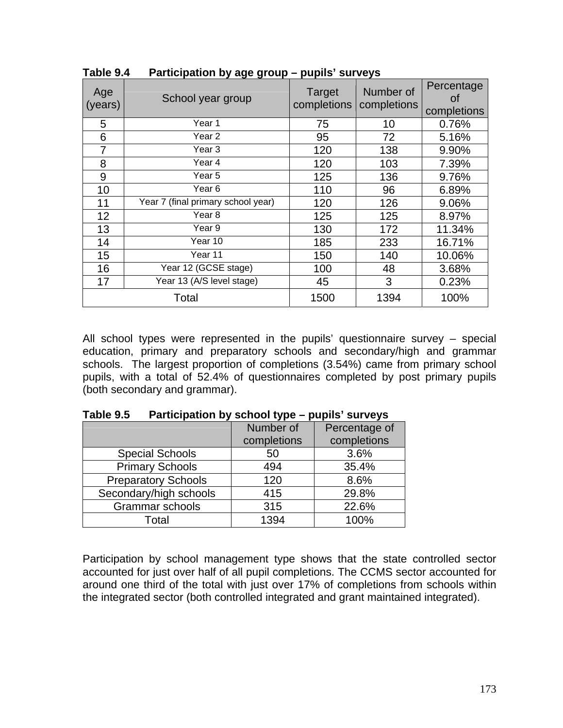**Table 9.4 Participation by age group – pupils' surveys**

| Age (years) | School year group | Target completions | Number of completions | Percentage of completions |
|---|---|---|---|---|
| 5 | Year 1 | 75 | 10 | 0.76% |
| 6 | Year 2 | 95 | 72 | 5.16% |
| 7 | Year 3 | 120 | 138 | 9.90% |
| 8 | Year 4 | 120 | 103 | 7.39% |
| 9 | Year 5 | 125 | 136 | 9.76% |
| 10 | Year 6 | 110 | 96 | 6.89% |
| 11 | Year 7 (final primary school year) | 120 | 126 | 9.06% |
| 12 | Year 8 | 125 | 125 | 8.97% |
| 13 | Year 9 | 130 | 172 | 11.34% |
| 14 | Year 10 | 185 | 233 | 16.71% |
| 15 | Year 11 | 150 | 140 | 10.06% |
| 16 | Year 12 (GCSE stage) | 100 | 48 | 3.68% |
| 17 | Year 13 (A/S level stage) | 45 | 3 | 0.23% |
| Total | | 1500 | 1394 | 100% |

All school types were represented in the pupils' questionnaire survey – special education, primary and preparatory schools and secondary/high and grammar schools. The largest proportion of completions (3.54%) came from primary school pupils, with a total of 52.4% of questionnaires completed by post primary pupils (both secondary and grammar).

**Table 9.5 Participation by school type – pupils' surveys**

| | Number of completions | Percentage of completions |
|---|---|---|
| Special Schools | 50 | 3.6% |
| Primary Schools | 494 | 35.4% |
| Preparatory Schools | 120 | 8.6% |
| Secondary/high schools | 415 | 29.8% |
| Grammar schools | 315 | 22.6% |
| Total | 1394 | 100% |

Participation by school management type shows that the state controlled sector accounted for just over half of all pupil completions. The CCMS sector accounted for around one third of the total with just over 17% of completions from schools within the integrated sector (both controlled integrated and grant maintained integrated).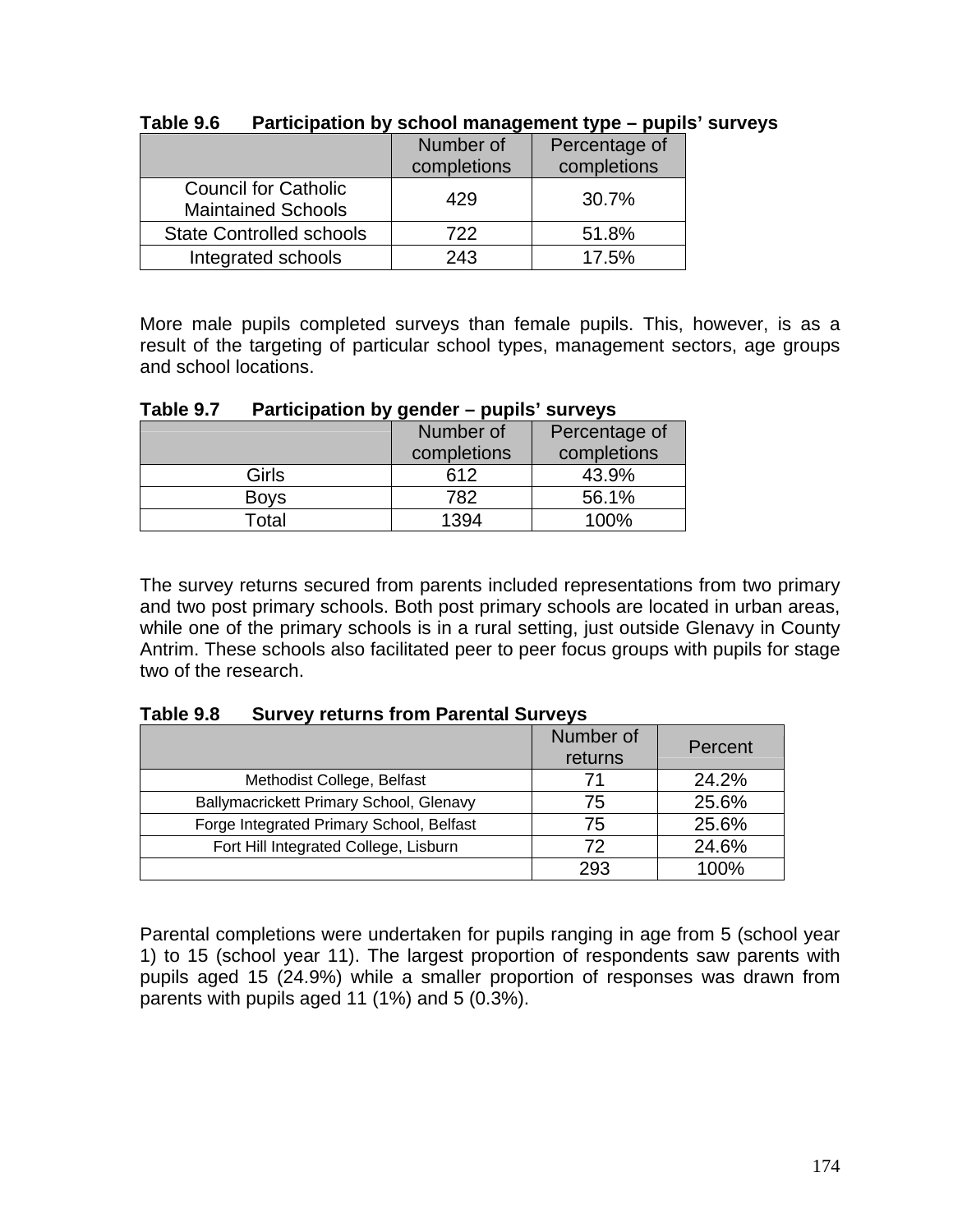**Table 9.6 Participation by school management type – pupils' surveys**

| | Number of completions | Percentage of completions |
|---|---|---|
| Council for Catholic Maintained Schools | 429 | 30.7% |
| State Controlled schools | 722 | 51.8% |
| Integrated schools | 243 | 17.5% |

More male pupils completed surveys than female pupils. This, however, is as a result of the targeting of particular school types, management sectors, age groups and school locations.

**Table 9.7 Participation by gender – pupils' surveys**

| | Number of completions | Percentage of completions |
|---|---|---|
| Girls | 612 | 43.9% |
| Boys | 782 | 56.1% |
| Total | 1394 | 100% |

The survey returns secured from parents included representations from two primary and two post primary schools. Both post primary schools are located in urban areas, while one of the primary schools is in a rural setting, just outside Glenavy in County Antrim. These schools also facilitated peer to peer focus groups with pupils for stage two of the research.

**Table 9.8 Survey returns from Parental Surveys**

| | Number of returns | Percent |
|---|---|---|
| Methodist College, Belfast | 71 | 24.2% |
| Ballymacrickett Primary School, Glenavy | 75 | 25.6% |
| Forge Integrated Primary School, Belfast | 75 | 25.6% |
| Fort Hill Integrated College, Lisburn | 72 | 24.6% |
| | 293 | 100% |

Parental completions were undertaken for pupils ranging in age from 5 (school year 1) to 15 (school year 11). The largest proportion of respondents saw parents with pupils aged 15 (24.9%) while a smaller proportion of responses was drawn from parents with pupils aged 11 (1%) and 5 (0.3%).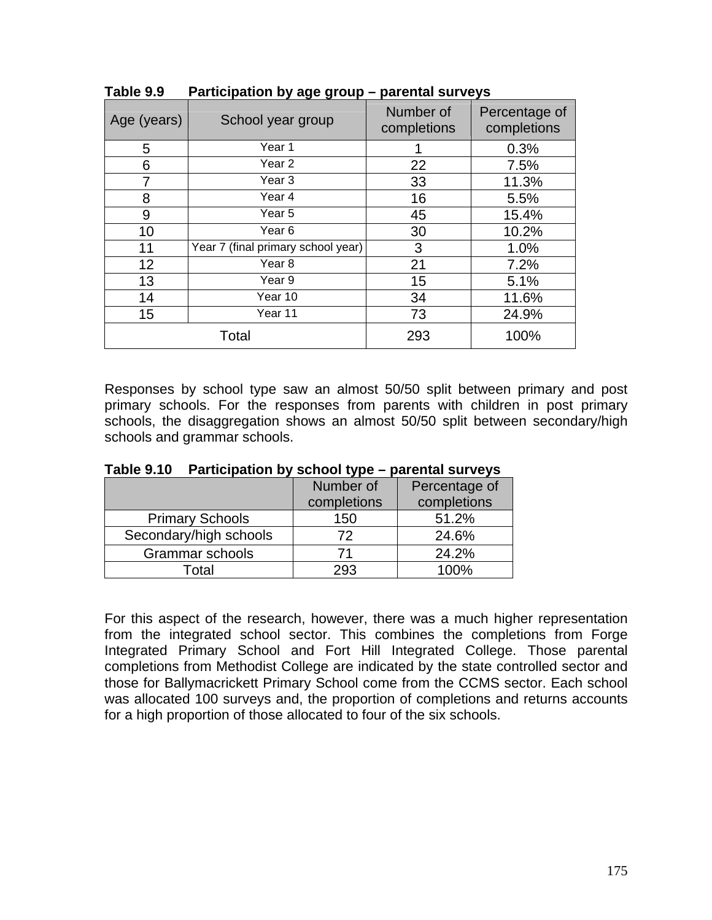**Table 9.9 Participation by age group – parental surveys**

| Age (years) | School year group | Number of completions | Percentage of completions |
|---|---|---|---|
| 5 | Year 1 | 1 | 0.3% |
| 6 | Year 2 | 22 | 7.5% |
| 7 | Year 3 | 33 | 11.3% |
| 8 | Year 4 | 16 | 5.5% |
| 9 | Year 5 | 45 | 15.4% |
| 10 | Year 6 | 30 | 10.2% |
| 11 | Year 7 (final primary school year) | 3 | 1.0% |
| 12 | Year 8 | 21 | 7.2% |
| 13 | Year 9 | 15 | 5.1% |
| 14 | Year 10 | 34 | 11.6% |
| 15 | Year 11 | 73 | 24.9% |
| Total | | 293 | 100% |

Responses by school type saw an almost 50/50 split between primary and post primary schools. For the responses from parents with children in post primary schools, the disaggregation shows an almost 50/50 split between secondary/high schools and grammar schools.

**Table 9.10 Participation by school type – parental surveys**

| | Number of completions | Percentage of completions |
|---|---|---|
| Primary Schools | 150 | 51.2% |
| Secondary/high schools | 72 | 24.6% |
| Grammar schools | 71 | 24.2% |
| Total | 293 | 100% |

For this aspect of the research, however, there was a much higher representation from the integrated school sector. This combines the completions from Forge Integrated Primary School and Fort Hill Integrated College. Those parental completions from Methodist College are indicated by the state controlled sector and those for Ballymacrickett Primary School come from the CCMS sector. Each school was allocated 100 surveys and, the proportion of completions and returns accounts for a high proportion of those allocated to four of the six schools.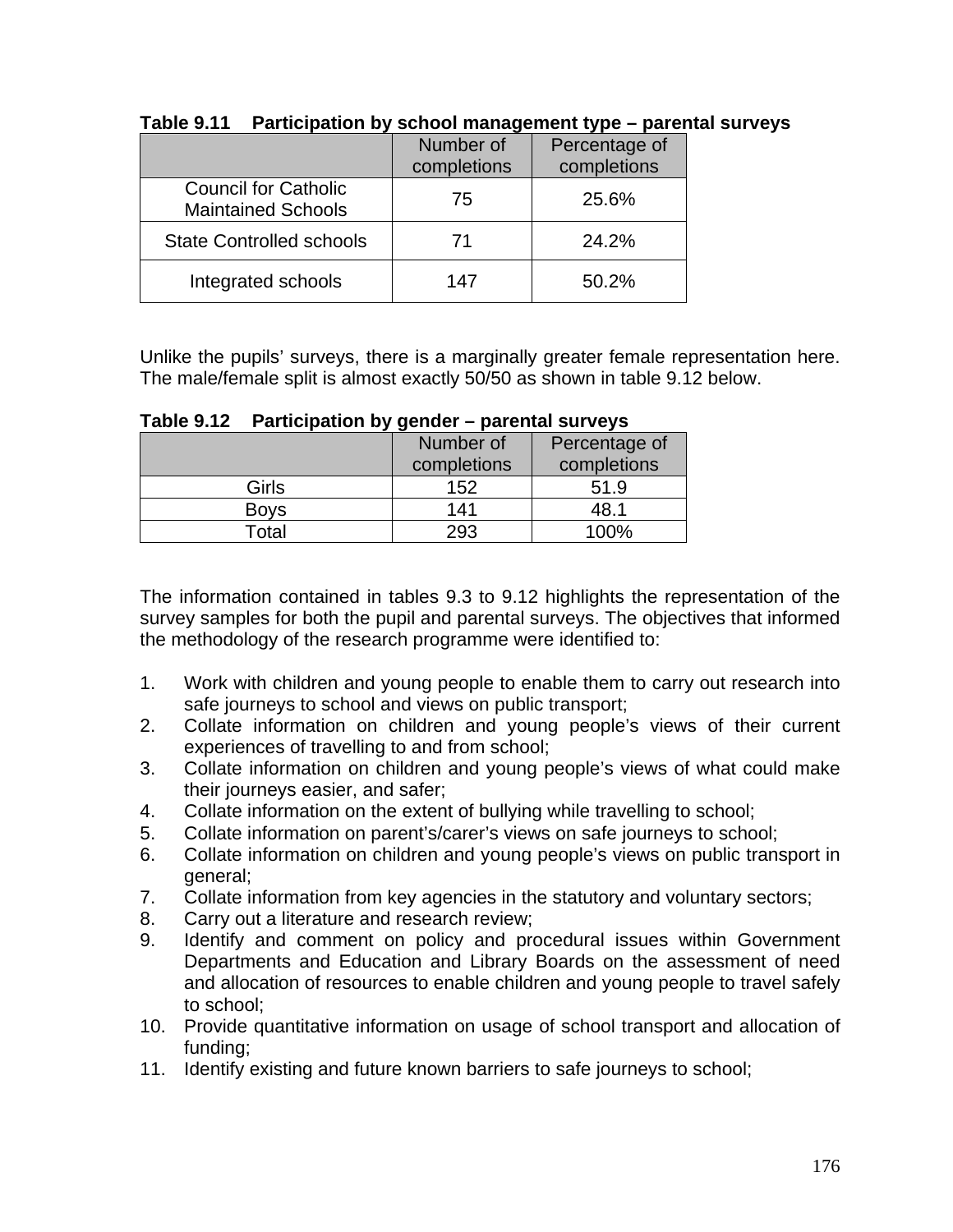**Table 9.11 Participation by school management type – parental surveys**

| | Number of completions | Percentage of completions |
|---|---|---|
| Council for Catholic Maintained Schools | 75 | 25.6% |
| State Controlled schools | 71 | 24.2% |
| Integrated schools | 147 | 50.2% |

Unlike the pupils' surveys, there is a marginally greater female representation here. The male/female split is almost exactly 50/50 as shown in table 9.12 below.

**Table 9.12 Participation by gender – parental surveys**

| | Number of completions | Percentage of completions |
|---|---|---|
| Girls | 152 | 51.9 |
| Boys | 141 | 48.1 |
| Total | 293 | 100% |

The information contained in tables 9.3 to 9.12 highlights the representation of the survey samples for both the pupil and parental surveys. The objectives that informed the methodology of the research programme were identified to:

1. Work with children and young people to enable them to carry out research into safe journeys to school and views on public transport;
2. Collate information on children and young people's views of their current experiences of travelling to and from school;
3. Collate information on children and young people's views of what could make their journeys easier, and safer;
4. Collate information on the extent of bullying while travelling to school;
5. Collate information on parent's/carer's views on safe journeys to school;
6. Collate information on children and young people's views on public transport in general;
7. Collate information from key agencies in the statutory and voluntary sectors;
8. Carry out a literature and research review;
9. Identify and comment on policy and procedural issues within Government Departments and Education and Library Boards on the assessment of need and allocation of resources to enable children and young people to travel safely to school;
10. Provide quantitative information on usage of school transport and allocation of funding;
11. Identify existing and future known barriers to safe journeys to school;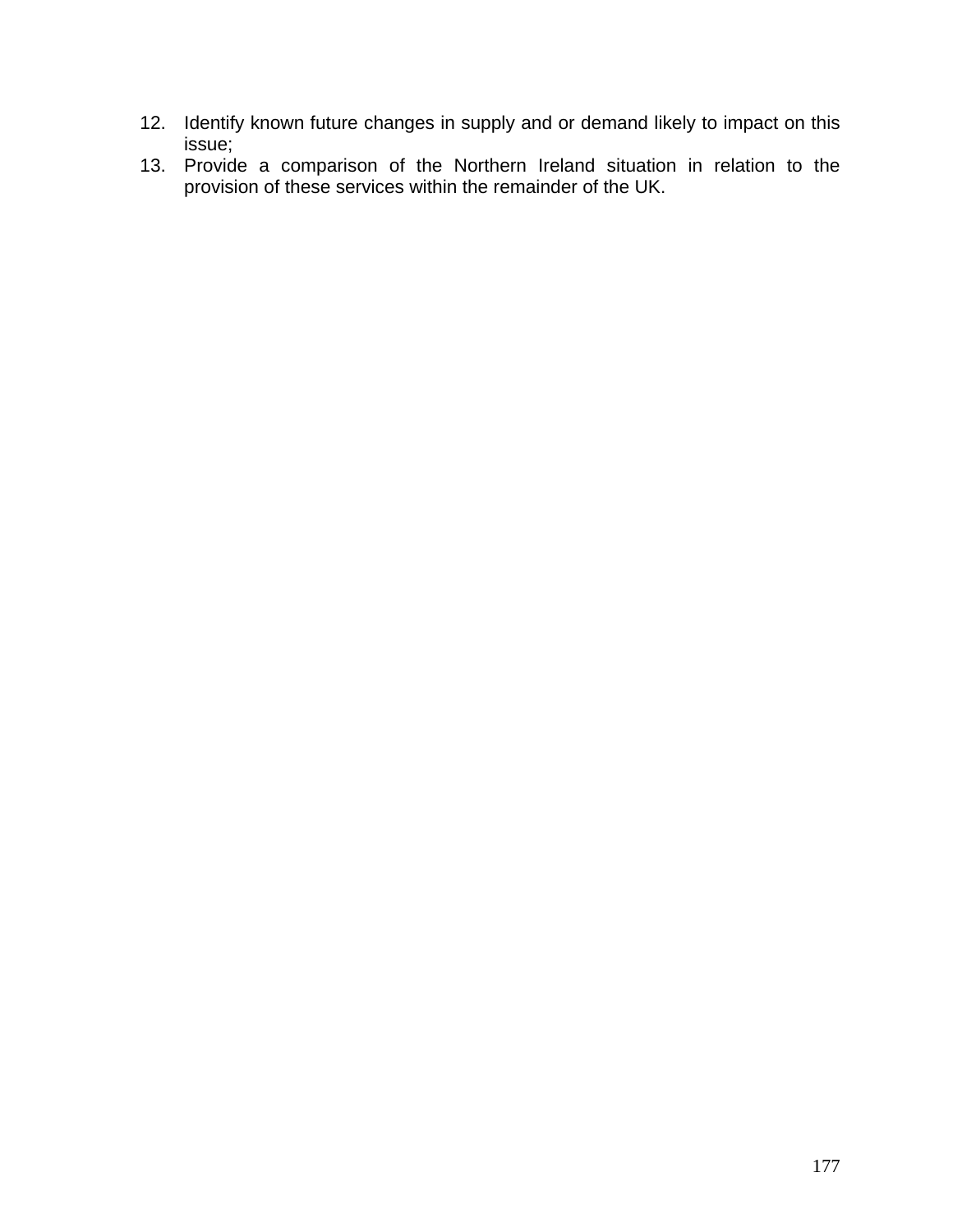12. Identify known future changes in supply and or demand likely to impact on this issue;
13. Provide a comparison of the Northern Ireland situation in relation to the provision of these services within the remainder of the UK.